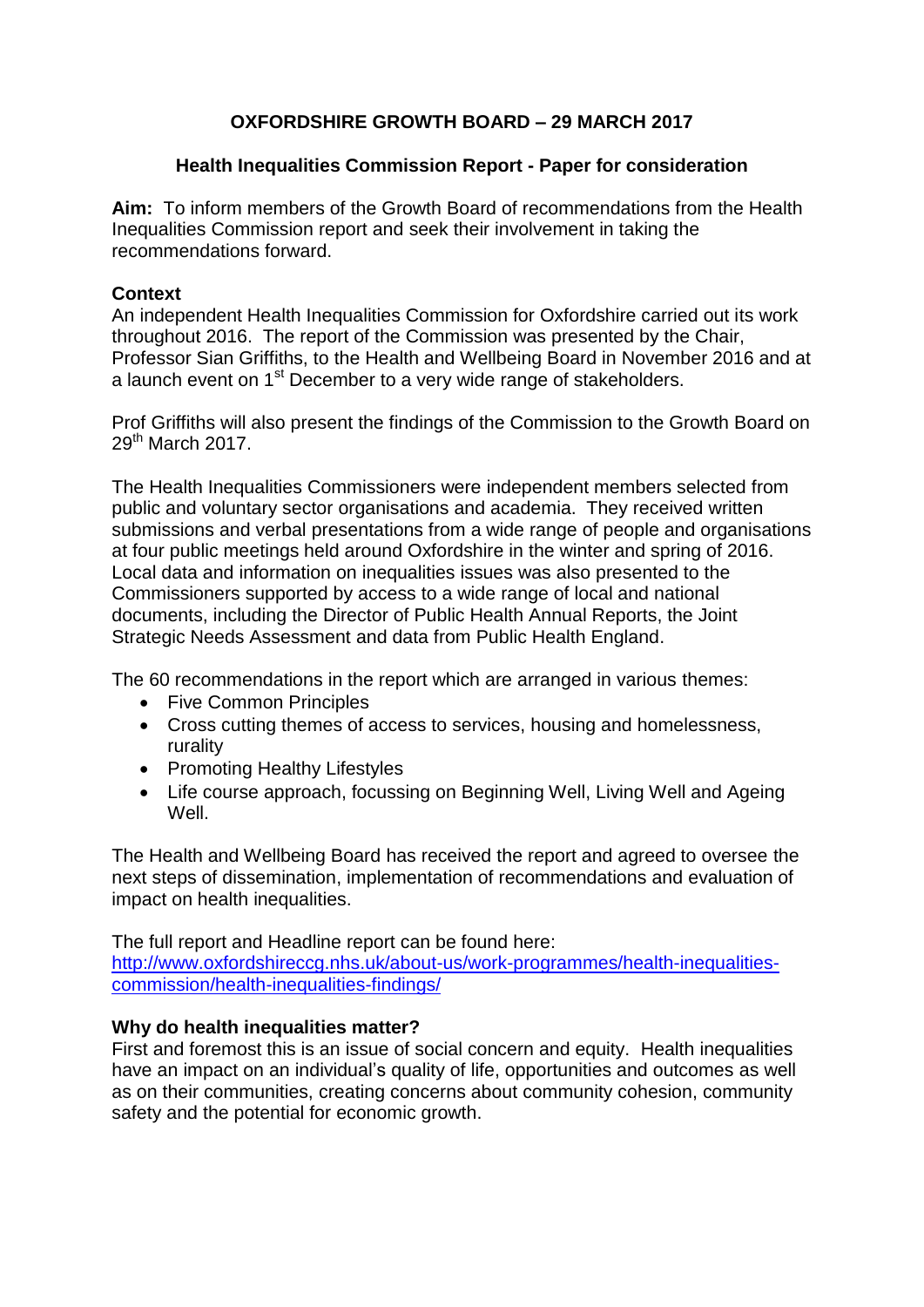# OXFORDSHIRE GROWTH BOARD – 29 MARCH 2017

## Health Inequalities Commission Report - Paper for consideration

**Aim:** To inform members of the Growth Board of recommendations from the Health Inequalities Commission report and seek their involvement in taking the recommendations forward.

### Context

An independent Health Inequalities Commission for Oxfordshire carried out its work throughout 2016. The report of the Commission was presented by the Chair, Professor Sian Griffiths, to the Health and Wellbeing Board in November 2016 and at a launch event on 1st December to a very wide range of stakeholders.

Prof Griffiths will also present the findings of the Commission to the Growth Board on 29th March 2017.

The Health Inequalities Commissioners were independent members selected from public and voluntary sector organisations and academia. They received written submissions and verbal presentations from a wide range of people and organisations at four public meetings held around Oxfordshire in the winter and spring of 2016. Local data and information on inequalities issues was also presented to the Commissioners supported by access to a wide range of local and national documents, including the Director of Public Health Annual Reports, the Joint Strategic Needs Assessment and data from Public Health England.

The 60 recommendations in the report which are arranged in various themes:

- Five Common Principles
- Cross cutting themes of access to services, housing and homelessness, rurality
- Promoting Healthy Lifestyles
- Life course approach, focussing on Beginning Well, Living Well and Ageing Well.

The Health and Wellbeing Board has received the report and agreed to oversee the next steps of dissemination, implementation of recommendations and evaluation of impact on health inequalities.

The full report and Headline report can be found here:
http://www.oxfordshireccg.nhs.uk/about-us/work-programmes/health-inequalities-commission/health-inequalities-findings/

### Why do health inequalities matter?

First and foremost this is an issue of social concern and equity. Health inequalities have an impact on an individual's quality of life, opportunities and outcomes as well as on their communities, creating concerns about community cohesion, community safety and the potential for economic growth.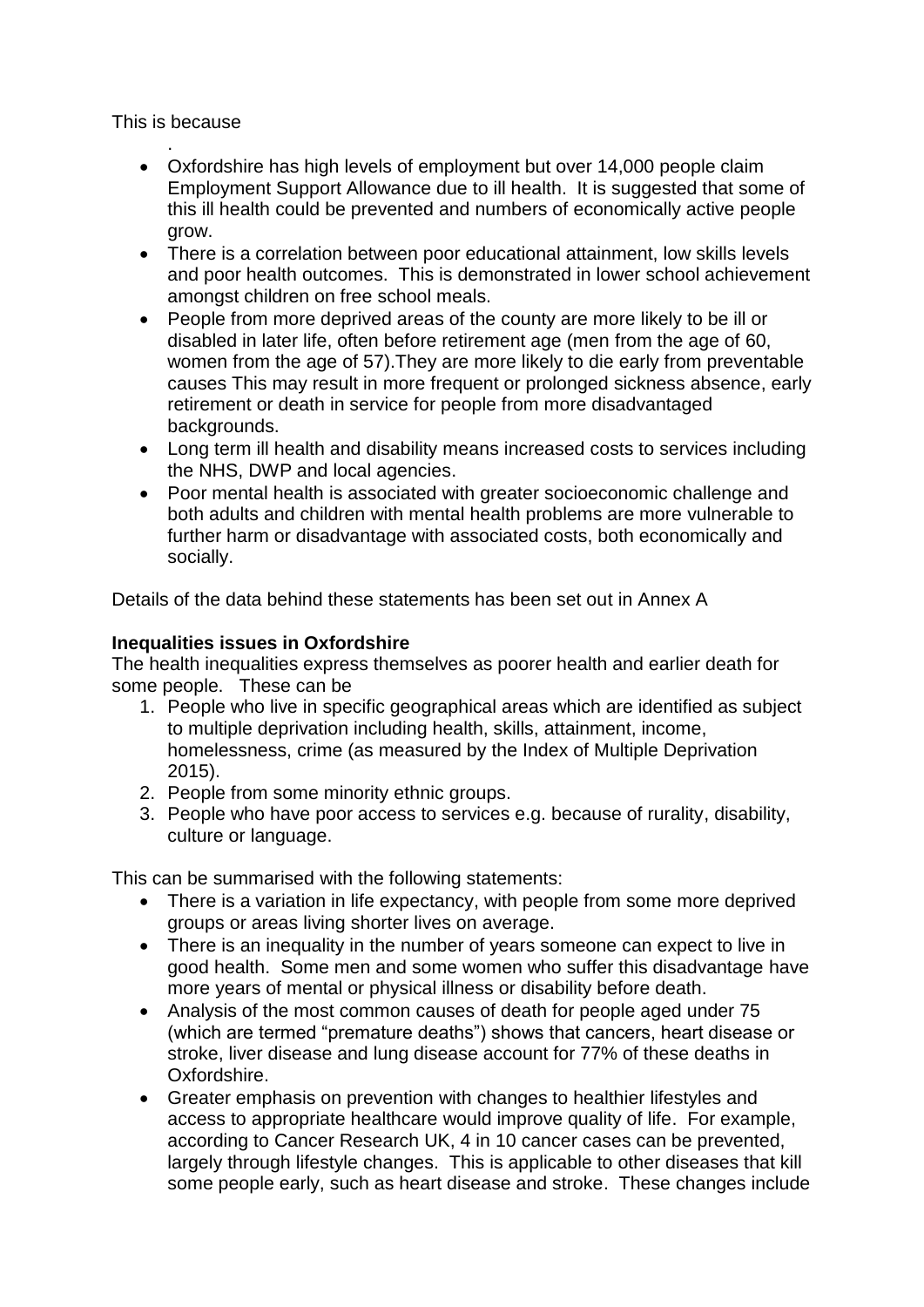This is because

.

- Oxfordshire has high levels of employment but over 14,000 people claim Employment Support Allowance due to ill health. It is suggested that some of this ill health could be prevented and numbers of economically active people grow.
- There is a correlation between poor educational attainment, low skills levels and poor health outcomes. This is demonstrated in lower school achievement amongst children on free school meals.
- People from more deprived areas of the county are more likely to be ill or disabled in later life, often before retirement age (men from the age of 60, women from the age of 57).They are more likely to die early from preventable causes This may result in more frequent or prolonged sickness absence, early retirement or death in service for people from more disadvantaged backgrounds.
- Long term ill health and disability means increased costs to services including the NHS, DWP and local agencies.
- Poor mental health is associated with greater socioeconomic challenge and both adults and children with mental health problems are more vulnerable to further harm or disadvantage with associated costs, both economically and socially.

Details of the data behind these statements has been set out in Annex A

**Inequalities issues in Oxfordshire**

The health inequalities express themselves as poorer health and earlier death for some people. These can be

1. People who live in specific geographical areas which are identified as subject to multiple deprivation including health, skills, attainment, income, homelessness, crime (as measured by the Index of Multiple Deprivation 2015).
2. People from some minority ethnic groups.
3. People who have poor access to services e.g. because of rurality, disability, culture or language.

This can be summarised with the following statements:

- There is a variation in life expectancy, with people from some more deprived groups or areas living shorter lives on average.
- There is an inequality in the number of years someone can expect to live in good health. Some men and some women who suffer this disadvantage have more years of mental or physical illness or disability before death.
- Analysis of the most common causes of death for people aged under 75 (which are termed "premature deaths") shows that cancers, heart disease or stroke, liver disease and lung disease account for 77% of these deaths in Oxfordshire.
- Greater emphasis on prevention with changes to healthier lifestyles and access to appropriate healthcare would improve quality of life. For example, according to Cancer Research UK, 4 in 10 cancer cases can be prevented, largely through lifestyle changes. This is applicable to other diseases that kill some people early, such as heart disease and stroke. These changes include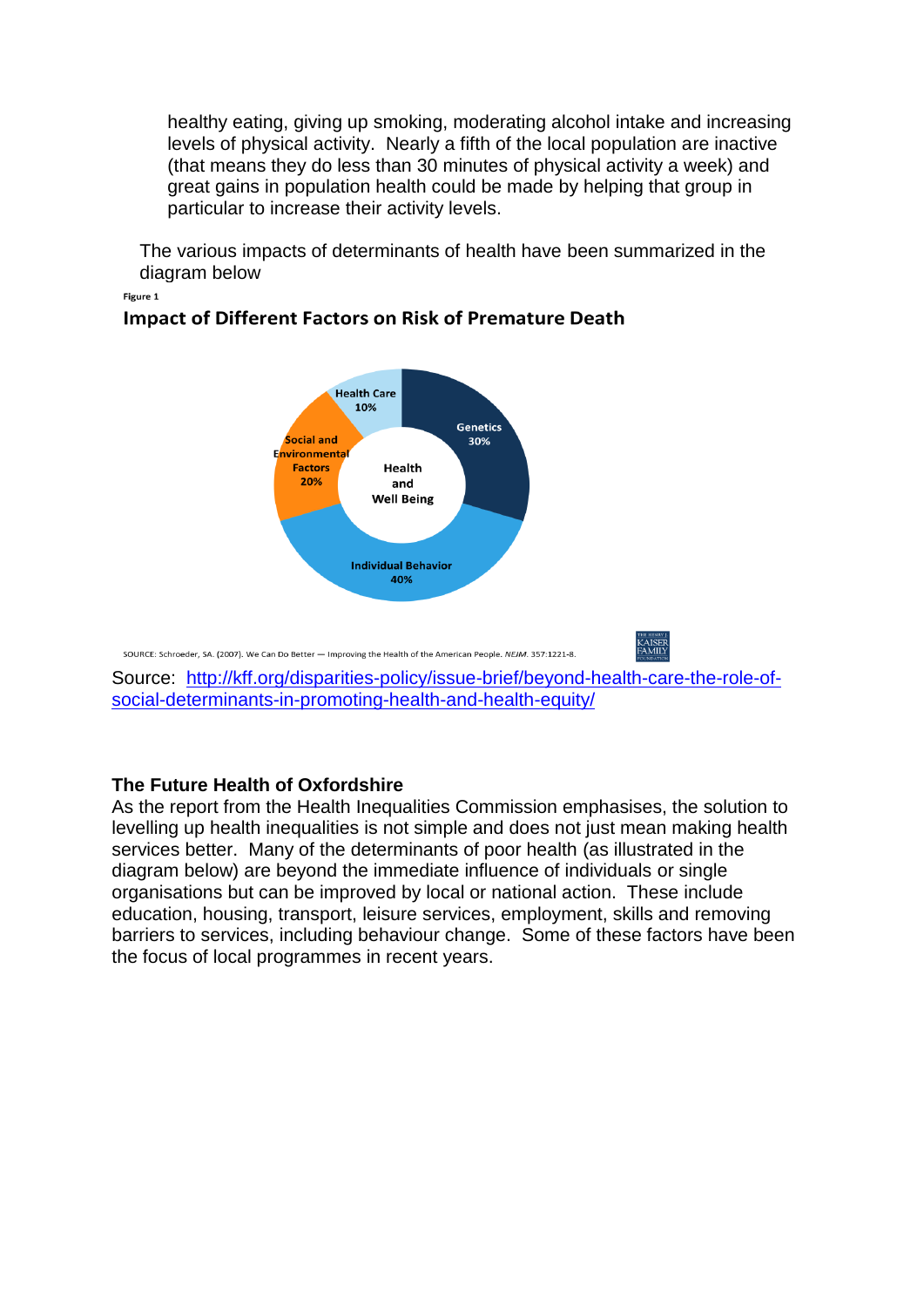healthy eating, giving up smoking, moderating alcohol intake and increasing levels of physical activity. Nearly a fifth of the local population are inactive (that means they do less than 30 minutes of physical activity a week) and great gains in population health could be made by helping that group in particular to increase their activity levels.

The various impacts of determinants of health have been summarized in the diagram below

Figure 1

**Impact of Different Factors on Risk of Premature Death**

Health Care 10%

Genetics 30%

Social and Environmental Factors 20%

Health and Well Being

Individual Behavior 40%

SOURCE: Schroeder, SA. (2007). We Can Do Better — Improving the Health of the American People. *NEJM*. 357:1221-8.

THE HENRY J. KAISER FAMILY FOUNDATION

Source: [http://kff.org/disparities-policy/issue-brief/beyond-health-care-the-role-of-social-determinants-in-promoting-health-and-health-equity/](http://kff.org/disparities-policy/issue-brief/beyond-health-care-the-role-of-social-determinants-in-promoting-health-and-health-equity/)

## The Future Health of Oxfordshire

As the report from the Health Inequalities Commission emphasises, the solution to levelling up health inequalities is not simple and does not just mean making health services better. Many of the determinants of poor health (as illustrated in the diagram below) are beyond the immediate influence of individuals or single organisations but can be improved by local or national action. These include education, housing, transport, leisure services, employment, skills and removing barriers to services, including behaviour change. Some of these factors have been the focus of local programmes in recent years.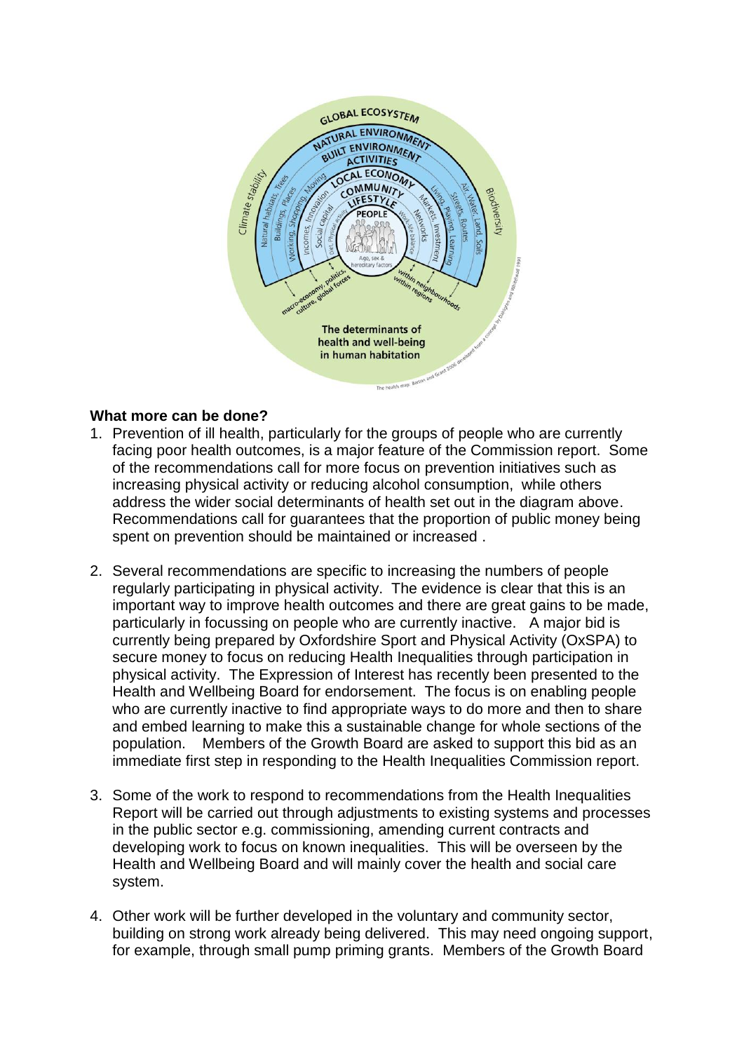**What more can be done?**

1. Prevention of ill health, particularly for the groups of people who are currently facing poor health outcomes, is a major feature of the Commission report. Some of the recommendations call for more focus on prevention initiatives such as increasing physical activity or reducing alcohol consumption, while others address the wider social determinants of health set out in the diagram above. Recommendations call for guarantees that the proportion of public money being spent on prevention should be maintained or increased .

2. Several recommendations are specific to increasing the numbers of people regularly participating in physical activity. The evidence is clear that this is an important way to improve health outcomes and there are great gains to be made, particularly in focussing on people who are currently inactive. A major bid is currently being prepared by Oxfordshire Sport and Physical Activity (OxSPA) to secure money to focus on reducing Health Inequalities through participation in physical activity. The Expression of Interest has recently been presented to the Health and Wellbeing Board for endorsement. The focus is on enabling people who are currently inactive to find appropriate ways to do more and then to share and embed learning to make this a sustainable change for whole sections of the population. Members of the Growth Board are asked to support this bid as an immediate first step in responding to the Health Inequalities Commission report.

3. Some of the work to respond to recommendations from the Health Inequalities Report will be carried out through adjustments to existing systems and processes in the public sector e.g. commissioning, amending current contracts and developing work to focus on known inequalities. This will be overseen by the Health and Wellbeing Board and will mainly cover the health and social care system.

4. Other work will be further developed in the voluntary and community sector, building on strong work already being delivered. This may need ongoing support, for example, through small pump priming grants. Members of the Growth Board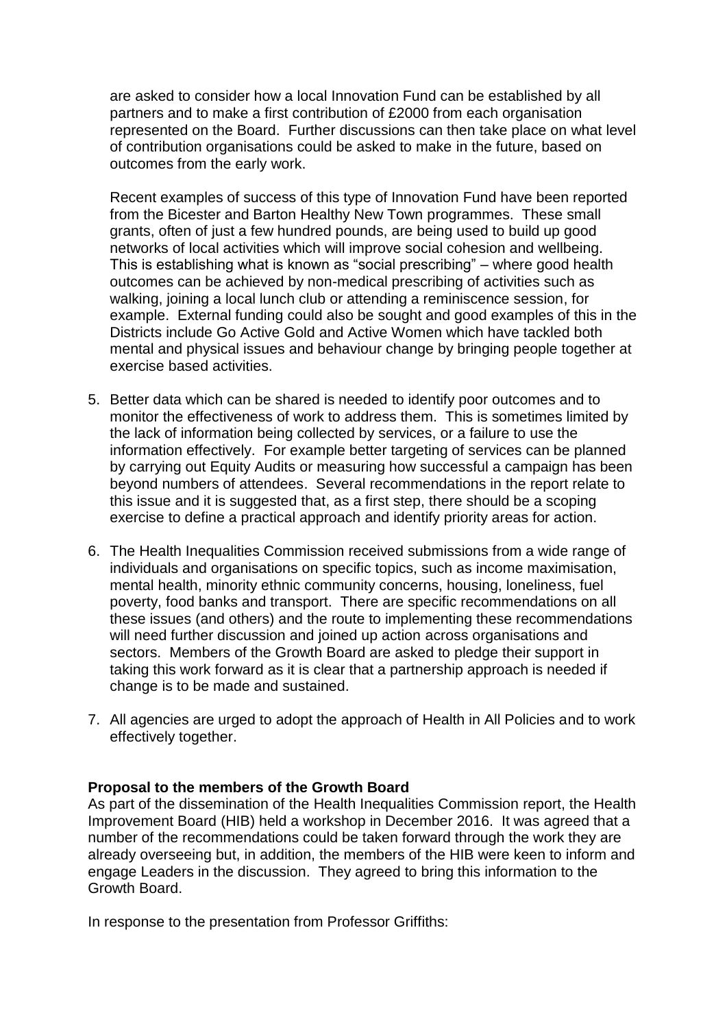are asked to consider how a local Innovation Fund can be established by all partners and to make a first contribution of £2000 from each organisation represented on the Board. Further discussions can then take place on what level of contribution organisations could be asked to make in the future, based on outcomes from the early work.

Recent examples of success of this type of Innovation Fund have been reported from the Bicester and Barton Healthy New Town programmes. These small grants, often of just a few hundred pounds, are being used to build up good networks of local activities which will improve social cohesion and wellbeing. This is establishing what is known as "social prescribing" – where good health outcomes can be achieved by non-medical prescribing of activities such as walking, joining a local lunch club or attending a reminiscence session, for example. External funding could also be sought and good examples of this in the Districts include Go Active Gold and Active Women which have tackled both mental and physical issues and behaviour change by bringing people together at exercise based activities.

5. Better data which can be shared is needed to identify poor outcomes and to monitor the effectiveness of work to address them. This is sometimes limited by the lack of information being collected by services, or a failure to use the information effectively. For example better targeting of services can be planned by carrying out Equity Audits or measuring how successful a campaign has been beyond numbers of attendees. Several recommendations in the report relate to this issue and it is suggested that, as a first step, there should be a scoping exercise to define a practical approach and identify priority areas for action.

6. The Health Inequalities Commission received submissions from a wide range of individuals and organisations on specific topics, such as income maximisation, mental health, minority ethnic community concerns, housing, loneliness, fuel poverty, food banks and transport. There are specific recommendations on all these issues (and others) and the route to implementing these recommendations will need further discussion and joined up action across organisations and sectors. Members of the Growth Board are asked to pledge their support in taking this work forward as it is clear that a partnership approach is needed if change is to be made and sustained.

7. All agencies are urged to adopt the approach of Health in All Policies and to work effectively together.

**Proposal to the members of the Growth Board**

As part of the dissemination of the Health Inequalities Commission report, the Health Improvement Board (HIB) held a workshop in December 2016. It was agreed that a number of the recommendations could be taken forward through the work they are already overseeing but, in addition, the members of the HIB were keen to inform and engage Leaders in the discussion. They agreed to bring this information to the Growth Board.

In response to the presentation from Professor Griffiths: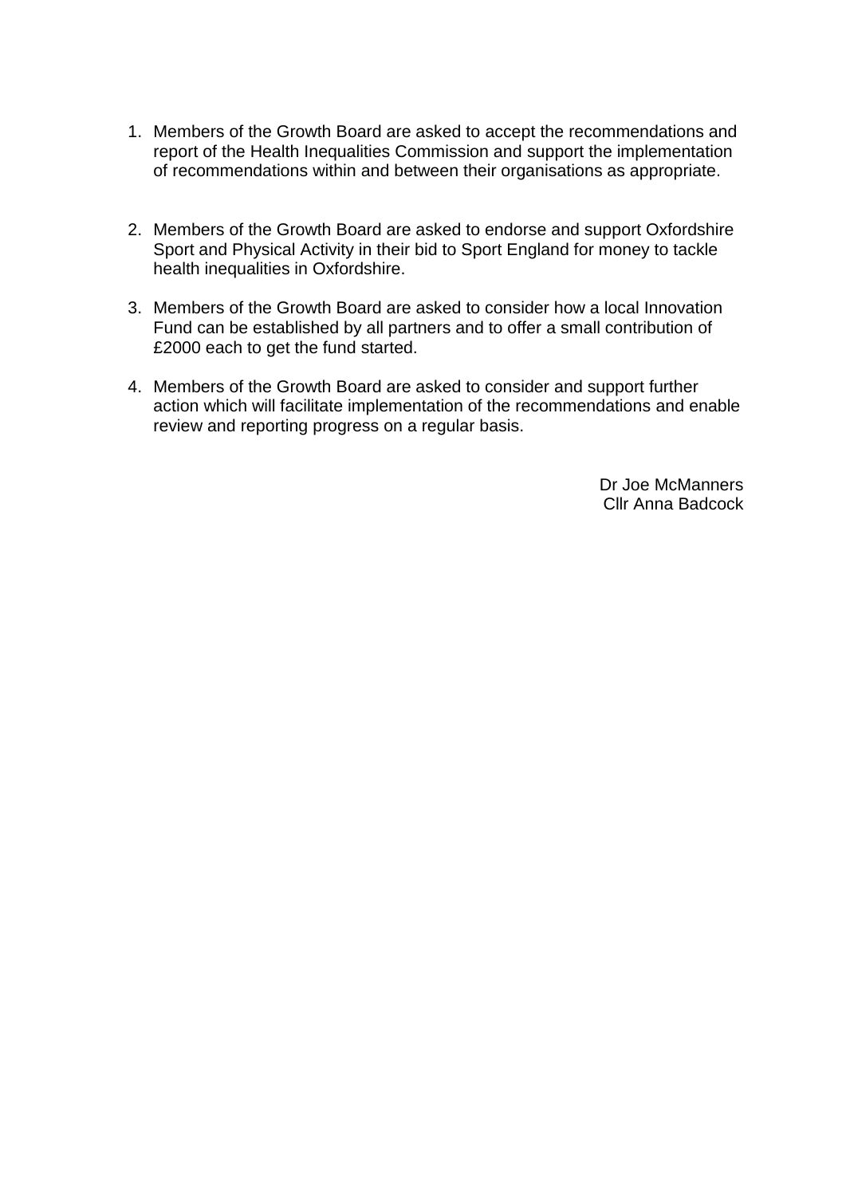1. Members of the Growth Board are asked to accept the recommendations and report of the Health Inequalities Commission and support the implementation of recommendations within and between their organisations as appropriate.

2. Members of the Growth Board are asked to endorse and support Oxfordshire Sport and Physical Activity in their bid to Sport England for money to tackle health inequalities in Oxfordshire.

3. Members of the Growth Board are asked to consider how a local Innovation Fund can be established by all partners and to offer a small contribution of £2000 each to get the fund started.

4. Members of the Growth Board are asked to consider and support further action which will facilitate implementation of the recommendations and enable review and reporting progress on a regular basis.

Dr Joe McManners
Cllr Anna Badcock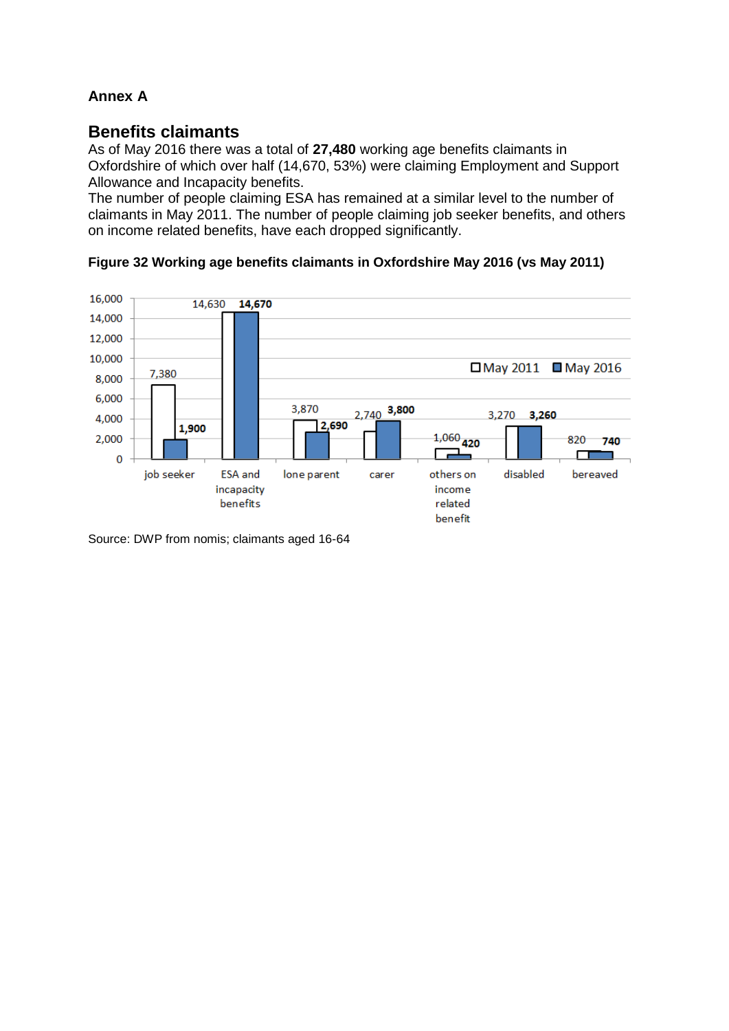**Annex A**

## Benefits claimants

As of May 2016 there was a total of **27,480** working age benefits claimants in Oxfordshire of which over half (14,670, 53%) were claiming Employment and Support Allowance and Incapacity benefits.

The number of people claiming ESA has remained at a similar level to the number of claimants in May 2011. The number of people claiming job seeker benefits, and others on income related benefits, have each dropped significantly.

**Figure 32 Working age benefits claimants in Oxfordshire May 2016 (vs May 2011)**

| | May 2011 | May 2016 |
|---|---|---|
| job seeker | 7,380 | 1,900 |
| ESA and incapacity benefits | 14,630 | 14,670 |
| lone parent | 3,870 | 2,690 |
| carer | 2,740 | 3,800 |
| others on income related benefit | 1,060 | 420 |
| disabled | 3,270 | 3,260 |
| bereaved | 820 | 740 |

Source: DWP from nomis; claimants aged 16-64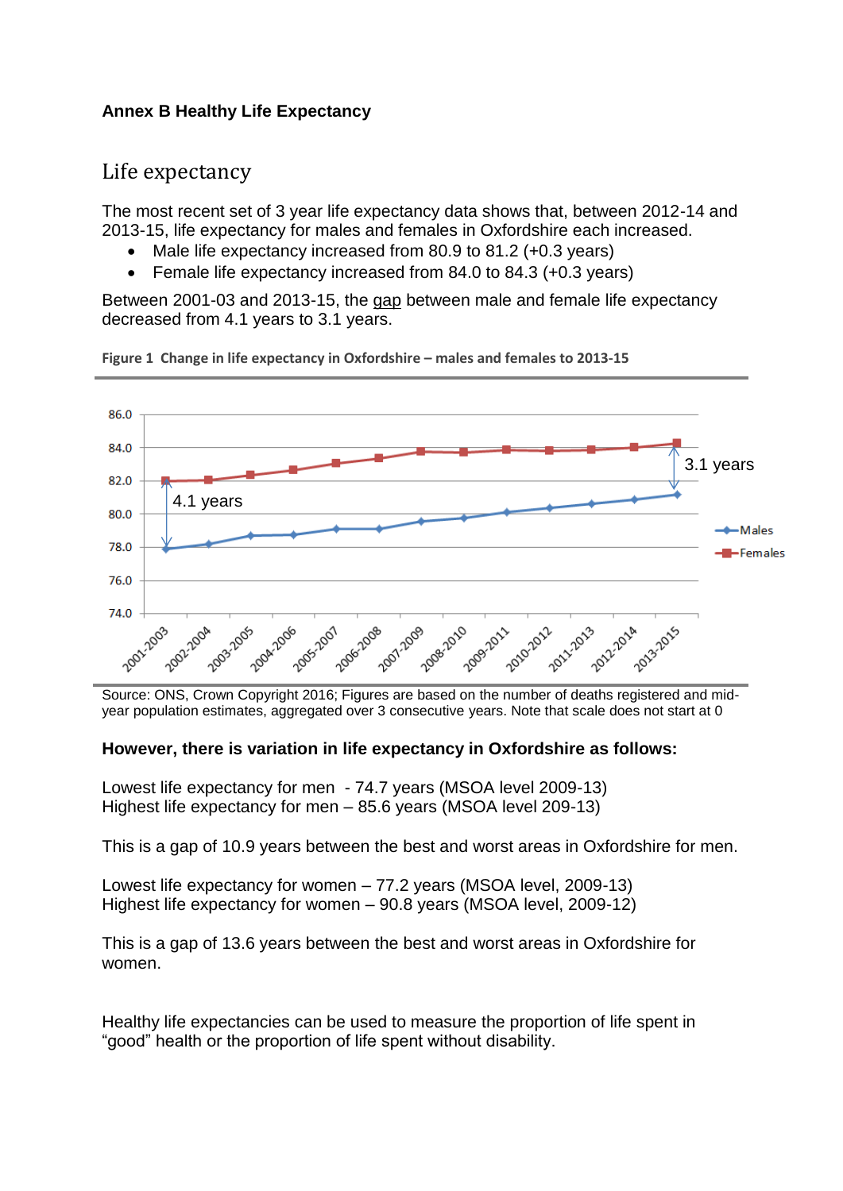**Annex B Healthy Life Expectancy**

# Life expectancy

The most recent set of 3 year life expectancy data shows that, between 2012-14 and 2013-15, life expectancy for males and females in Oxfordshire each increased.

- Male life expectancy increased from 80.9 to 81.2 (+0.3 years)
- Female life expectancy increased from 84.0 to 84.3 (+0.3 years)

Between 2001-03 and 2013-15, the gap between male and female life expectancy decreased from 4.1 years to 3.1 years.

**Figure 1 Change in life expectancy in Oxfordshire – males and females to 2013-15**

Source: ONS, Crown Copyright 2016; Figures are based on the number of deaths registered and mid-year population estimates, aggregated over 3 consecutive years. Note that scale does not start at 0

**However, there is variation in life expectancy in Oxfordshire as follows:**

Lowest life expectancy for men - 74.7 years (MSOA level 2009-13)
Highest life expectancy for men – 85.6 years (MSOA level 209-13)

This is a gap of 10.9 years between the best and worst areas in Oxfordshire for men.

Lowest life expectancy for women – 77.2 years (MSOA level, 2009-13)
Highest life expectancy for women – 90.8 years (MSOA level, 2009-12)

This is a gap of 13.6 years between the best and worst areas in Oxfordshire for women.

Healthy life expectancies can be used to measure the proportion of life spent in "good" health or the proportion of life spent without disability.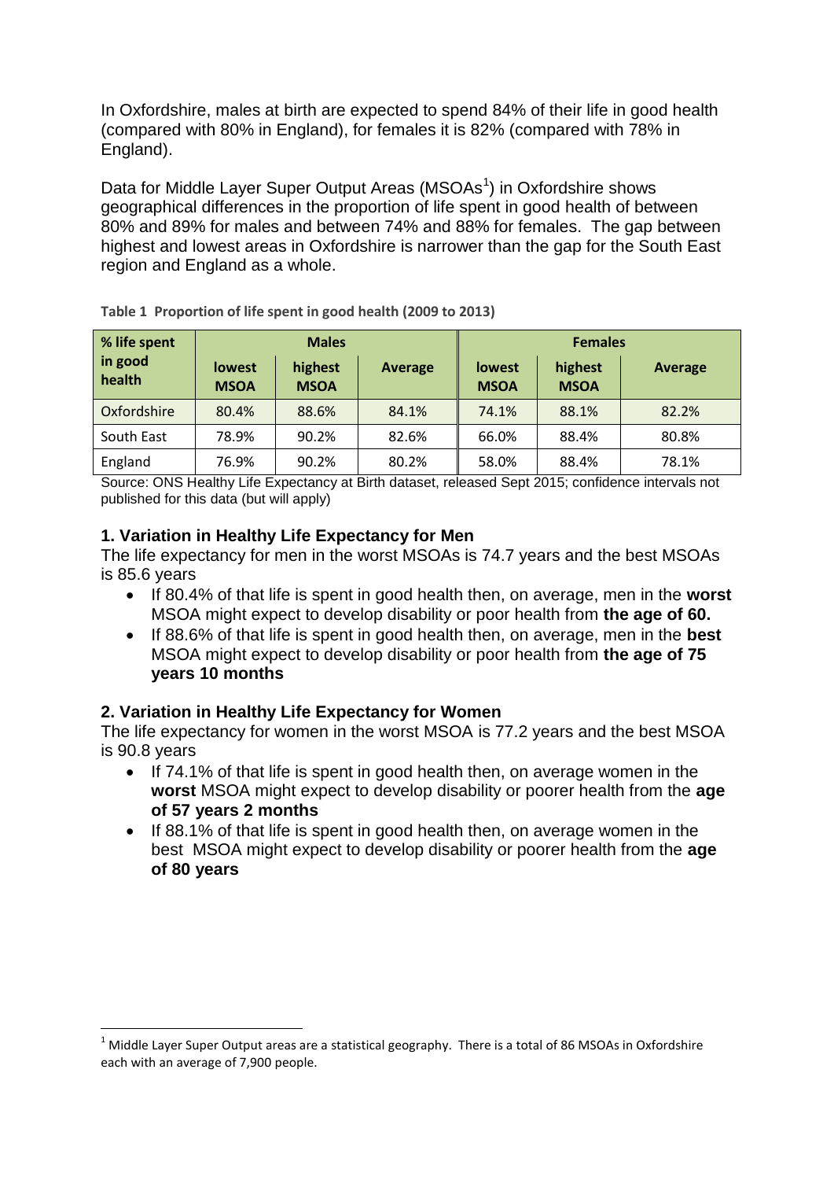In Oxfordshire, males at birth are expected to spend 84% of their life in good health (compared with 80% in England), for females it is 82% (compared with 78% in England).

Data for Middle Layer Super Output Areas (MSOAs[1]) in Oxfordshire shows geographical differences in the proportion of life spent in good health of between 80% and 89% for males and between 74% and 88% for females. The gap between highest and lowest areas in Oxfordshire is narrower than the gap for the South East region and England as a whole.

**Table 1 Proportion of life spent in good health (2009 to 2013)**

| % life spent in good health | Males | | | Females | | |
|---|---|---|---|---|---|---|
| | lowest MSOA | highest MSOA | Average | lowest MSOA | highest MSOA | Average |
| Oxfordshire | 80.4% | 88.6% | 84.1% | 74.1% | 88.1% | 82.2% |
| South East | 78.9% | 90.2% | 82.6% | 66.0% | 88.4% | 80.8% |
| England | 76.9% | 90.2% | 80.2% | 58.0% | 88.4% | 78.1% |

Source: ONS Healthy Life Expectancy at Birth dataset, released Sept 2015; confidence intervals not published for this data (but will apply)

### 1. Variation in Healthy Life Expectancy for Men

The life expectancy for men in the worst MSOAs is 74.7 years and the best MSOAs is 85.6 years

- If 80.4% of that life is spent in good health then, on average, men in the **worst** MSOA might expect to develop disability or poor health from **the age of 60.**
- If 88.6% of that life is spent in good health then, on average, men in the **best** MSOA might expect to develop disability or poor health from **the age of 75 years 10 months**

### 2. Variation in Healthy Life Expectancy for Women

The life expectancy for women in the worst MSOA is 77.2 years and the best MSOA is 90.8 years

- If 74.1% of that life is spent in good health then, on average women in the **worst** MSOA might expect to develop disability or poorer health from the **age of 57 years 2 months**
- If 88.1% of that life is spent in good health then, on average women in the best MSOA might expect to develop disability or poorer health from the **age of 80 years**

[1] Middle Layer Super Output areas are a statistical geography. There is a total of 86 MSOAs in Oxfordshire each with an average of 7,900 people.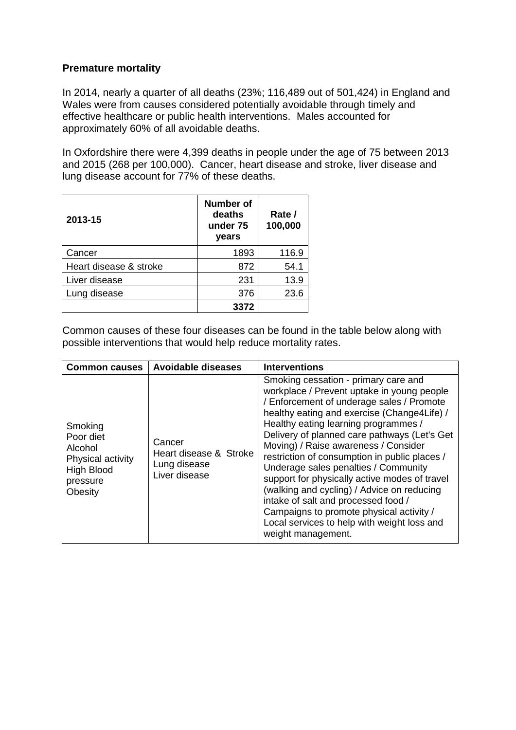**Premature mortality**

In 2014, nearly a quarter of all deaths (23%; 116,489 out of 501,424) in England and Wales were from causes considered potentially avoidable through timely and effective healthcare or public health interventions. Males accounted for approximately 60% of all avoidable deaths.

In Oxfordshire there were 4,399 deaths in people under the age of 75 between 2013 and 2015 (268 per 100,000). Cancer, heart disease and stroke, liver disease and lung disease account for 77% of these deaths.

| 2013-15 | Number of deaths under 75 years | Rate / 100,000 |
|---|---|---|
| Cancer | 1893 | 116.9 |
| Heart disease & stroke | 872 | 54.1 |
| Liver disease | 231 | 13.9 |
| Lung disease | 376 | 23.6 |
| | **3372** | |

Common causes of these four diseases can be found in the table below along with possible interventions that would help reduce mortality rates.

| Common causes | Avoidable diseases | Interventions |
|---|---|---|
| Smoking<br>Poor diet<br>Alcohol<br>Physical activity<br>High Blood pressure<br>Obesity | Cancer<br>Heart disease & Stroke<br>Lung disease<br>Liver disease | Smoking cessation - primary care and workplace / Prevent uptake in young people / Enforcement of underage sales / Promote healthy eating and exercise (Change4Life) / Healthy eating learning programmes / Delivery of planned care pathways (Let's Get Moving) / Raise awareness / Consider restriction of consumption in public places / Underage sales penalties / Community support for physically active modes of travel (walking and cycling) / Advice on reducing intake of salt and processed food / Campaigns to promote physical activity / Local services to help with weight loss and weight management. |